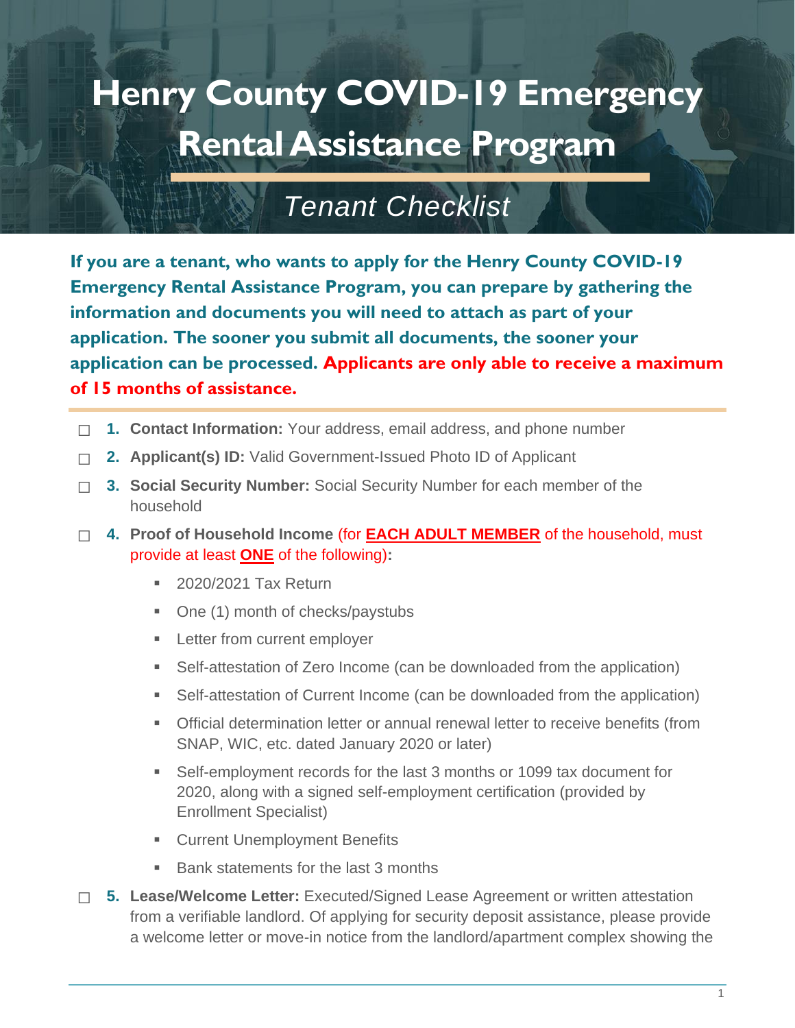# Henry County COVID-19 Emergency Rental Assistance Program

## *Tenant Checklist*

**If you are a tenant, who wants to apply for the Henry County COVID-19 Emergency Rental Assistance Program, you can prepare by gathering the information and documents you will need to attach as part of your application. The sooner you submit all documents, the sooner your application can be processed. Applicants are only able to receive a maximum of 15 months of assistance.**

- ☐ **1. Contact Information:** Your address, email address, and phone number
- ☐ **2. Applicant(s) ID:** Valid Government-Issued Photo ID of Applicant
- ☐ **3. Social Security Number:** Social Security Number for each member of the household
- ☐ **4. Proof of Household Income** (for **EACH ADULT MEMBER** of the household, must provide at least **ONE** of the following)**:**
  - 2020/2021 Tax Return
  - One (1) month of checks/paystubs
  - Letter from current employer
  - Self-attestation of Zero Income (can be downloaded from the application)
  - Self-attestation of Current Income (can be downloaded from the application)
  - Official determination letter or annual renewal letter to receive benefits (from SNAP, WIC, etc. dated January 2020 or later)
  - Self-employment records for the last 3 months or 1099 tax document for 2020, along with a signed self-employment certification (provided by Enrollment Specialist)
  - Current Unemployment Benefits
  - Bank statements for the last 3 months
- ☐ **5. Lease/Welcome Letter:** Executed/Signed Lease Agreement or written attestation from a verifiable landlord. Of applying for security deposit assistance, please provide a welcome letter or move-in notice from the landlord/apartment complex showing the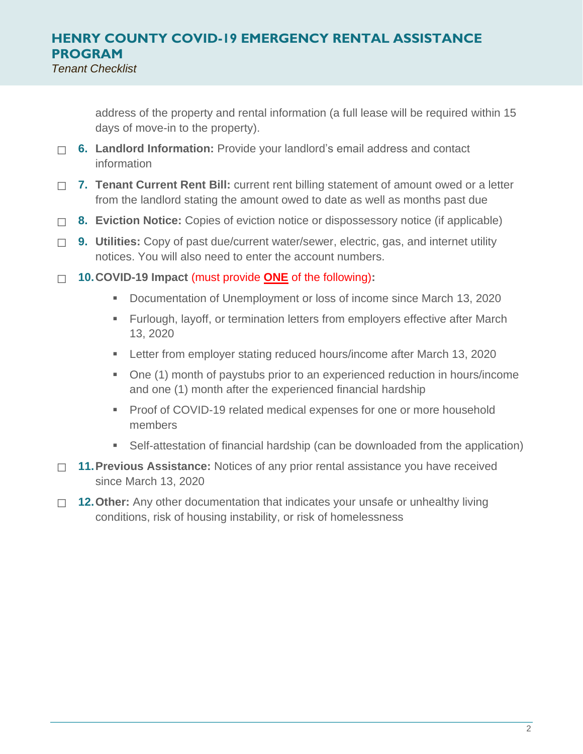address of the property and rental information (a full lease will be required within 15 days of move-in to the property).

- ☐ **6. Landlord Information:** Provide your landlord's email address and contact information
- ☐ **7. Tenant Current Rent Bill:** current rent billing statement of amount owed or a letter from the landlord stating the amount owed to date as well as months past due
- ☐ **8. Eviction Notice:** Copies of eviction notice or dispossessory notice (if applicable)
- ☐ **9. Utilities:** Copy of past due/current water/sewer, electric, gas, and internet utility notices. You will also need to enter the account numbers.
- ☐ **10. COVID-19 Impact** (must provide **ONE** of the following)**:**
  - Documentation of Unemployment or loss of income since March 13, 2020
  - Furlough, layoff, or termination letters from employers effective after March 13, 2020
  - Letter from employer stating reduced hours/income after March 13, 2020
  - One (1) month of paystubs prior to an experienced reduction in hours/income and one (1) month after the experienced financial hardship
  - Proof of COVID-19 related medical expenses for one or more household members
  - Self-attestation of financial hardship (can be downloaded from the application)
- ☐ **11. Previous Assistance:** Notices of any prior rental assistance you have received since March 13, 2020
- ☐ **12. Other:** Any other documentation that indicates your unsafe or unhealthy living conditions, risk of housing instability, or risk of homelessness